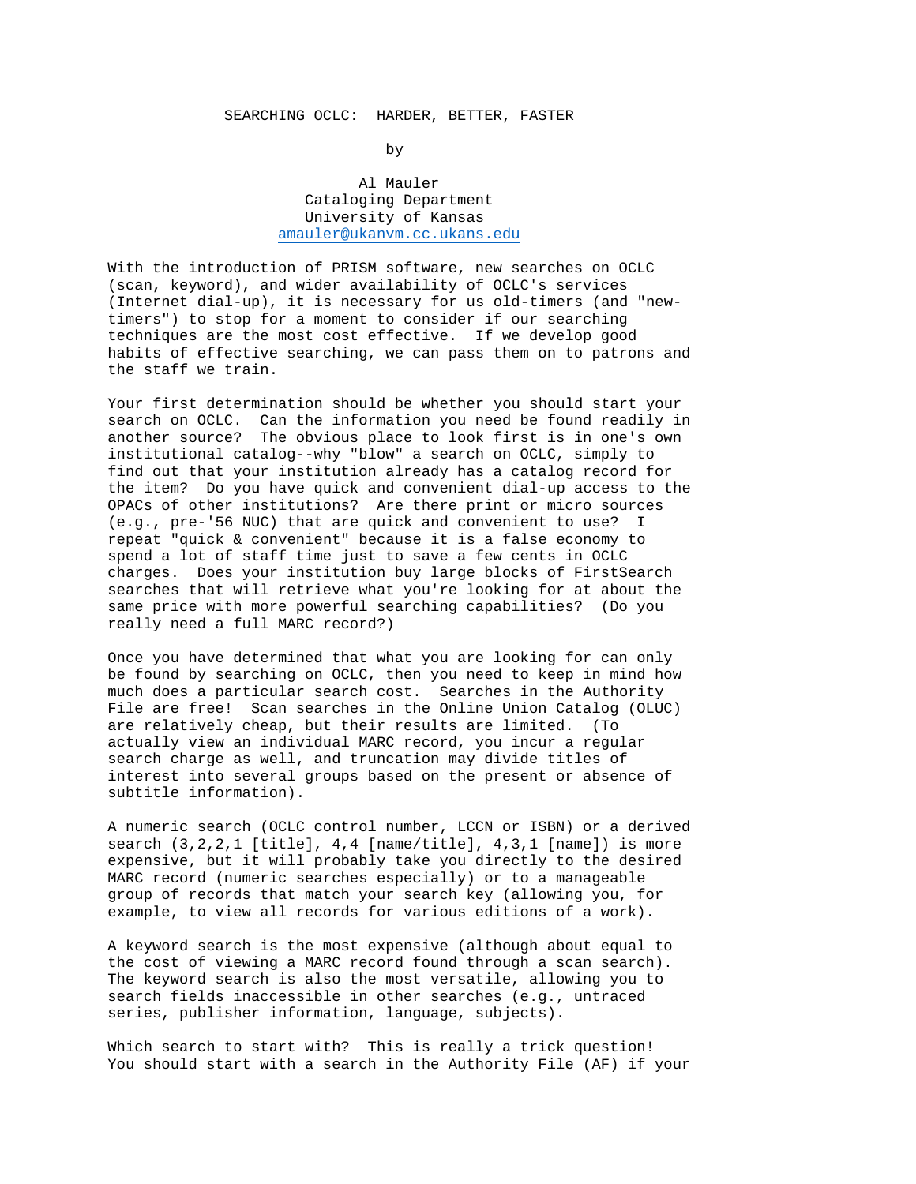# SEARCHING OCLC: HARDER, BETTER, FASTER

by

Al Mauler
Cataloging Department
University of Kansas
amauler@ukanvm.cc.ukans.edu

With the introduction of PRISM software, new searches on OCLC (scan, keyword), and wider availability of OCLC's services (Internet dial-up), it is necessary for us old-timers (and "new-timers") to stop for a moment to consider if our searching techniques are the most cost effective. If we develop good habits of effective searching, we can pass them on to patrons and the staff we train.

Your first determination should be whether you should start your search on OCLC. Can the information you need be found readily in another source? The obvious place to look first is in one's own institutional catalog--why "blow" a search on OCLC, simply to find out that your institution already has a catalog record for the item? Do you have quick and convenient dial-up access to the OPACs of other institutions? Are there print or micro sources (e.g., pre-'56 NUC) that are quick and convenient to use? I repeat "quick & convenient" because it is a false economy to spend a lot of staff time just to save a few cents in OCLC charges. Does your institution buy large blocks of FirstSearch searches that will retrieve what you're looking for at about the same price with more powerful searching capabilities? (Do you really need a full MARC record?)

Once you have determined that what you are looking for can only be found by searching on OCLC, then you need to keep in mind how much does a particular search cost. Searches in the Authority File are free! Scan searches in the Online Union Catalog (OLUC) are relatively cheap, but their results are limited. (To actually view an individual MARC record, you incur a regular search charge as well, and truncation may divide titles of interest into several groups based on the present or absence of subtitle information).

A numeric search (OCLC control number, LCCN or ISBN) or a derived search (3,2,2,1 [title], 4,4 [name/title], 4,3,1 [name]) is more expensive, but it will probably take you directly to the desired MARC record (numeric searches especially) or to a manageable group of records that match your search key (allowing you, for example, to view all records for various editions of a work).

A keyword search is the most expensive (although about equal to the cost of viewing a MARC record found through a scan search). The keyword search is also the most versatile, allowing you to search fields inaccessible in other searches (e.g., untraced series, publisher information, language, subjects).

Which search to start with? This is really a trick question! You should start with a search in the Authority File (AF) if your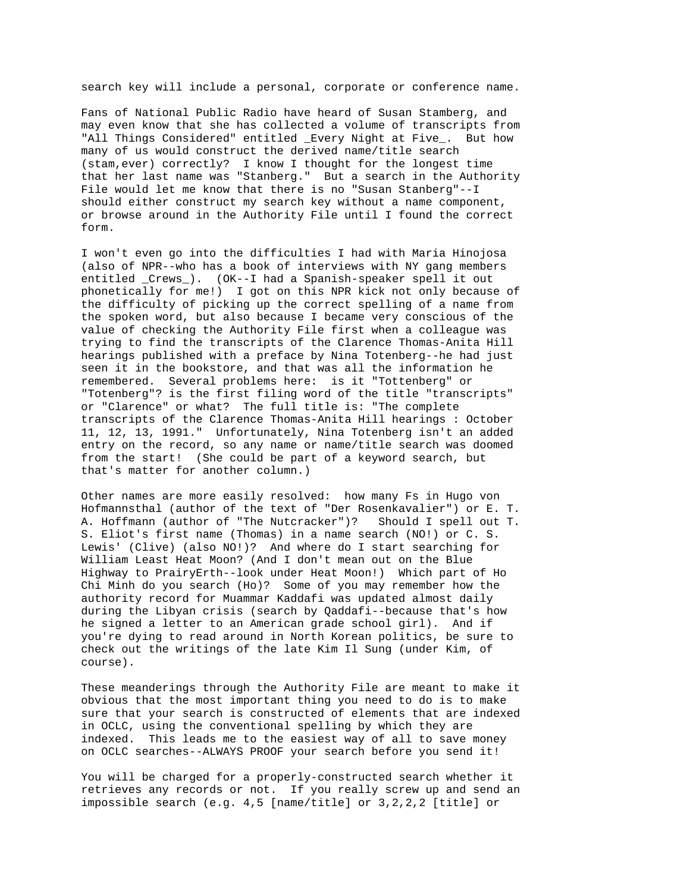search key will include a personal, corporate or conference name.

Fans of National Public Radio have heard of Susan Stamberg, and may even know that she has collected a volume of transcripts from "All Things Considered" entitled _Every Night at Five_. But how many of us would construct the derived name/title search (stam,ever) correctly? I know I thought for the longest time that her last name was "Stanberg." But a search in the Authority File would let me know that there is no "Susan Stanberg"--I should either construct my search key without a name component, or browse around in the Authority File until I found the correct form.

I won't even go into the difficulties I had with Maria Hinojosa (also of NPR--who has a book of interviews with NY gang members entitled _Crews_). (OK--I had a Spanish-speaker spell it out phonetically for me!) I got on this NPR kick not only because of the difficulty of picking up the correct spelling of a name from the spoken word, but also because I became very conscious of the value of checking the Authority File first when a colleague was trying to find the transcripts of the Clarence Thomas-Anita Hill hearings published with a preface by Nina Totenberg--he had just seen it in the bookstore, and that was all the information he remembered. Several problems here: is it "Tottenberg" or "Totenberg"? is the first filing word of the title "transcripts" or "Clarence" or what? The full title is: "The complete transcripts of the Clarence Thomas-Anita Hill hearings : October 11, 12, 13, 1991." Unfortunately, Nina Totenberg isn't an added entry on the record, so any name or name/title search was doomed from the start! (She could be part of a keyword search, but that's matter for another column.)

Other names are more easily resolved: how many Fs in Hugo von Hofmannsthal (author of the text of "Der Rosenkavalier") or E. T. A. Hoffmann (author of "The Nutcracker")? Should I spell out T. S. Eliot's first name (Thomas) in a name search (NO!) or C. S. Lewis' (Clive) (also NO!)? And where do I start searching for William Least Heat Moon? (And I don't mean out on the Blue Highway to PrairyErth--look under Heat Moon!) Which part of Ho Chi Minh do you search (Ho)? Some of you may remember how the authority record for Muammar Kaddafi was updated almost daily during the Libyan crisis (search by Qaddafi--because that's how he signed a letter to an American grade school girl). And if you're dying to read around in North Korean politics, be sure to check out the writings of the late Kim Il Sung (under Kim, of course).

These meanderings through the Authority File are meant to make it obvious that the most important thing you need to do is to make sure that your search is constructed of elements that are indexed in OCLC, using the conventional spelling by which they are indexed. This leads me to the easiest way of all to save money on OCLC searches--ALWAYS PROOF your search before you send it!

You will be charged for a properly-constructed search whether it retrieves any records or not. If you really screw up and send an impossible search (e.g. 4,5 [name/title] or 3,2,2,2 [title] or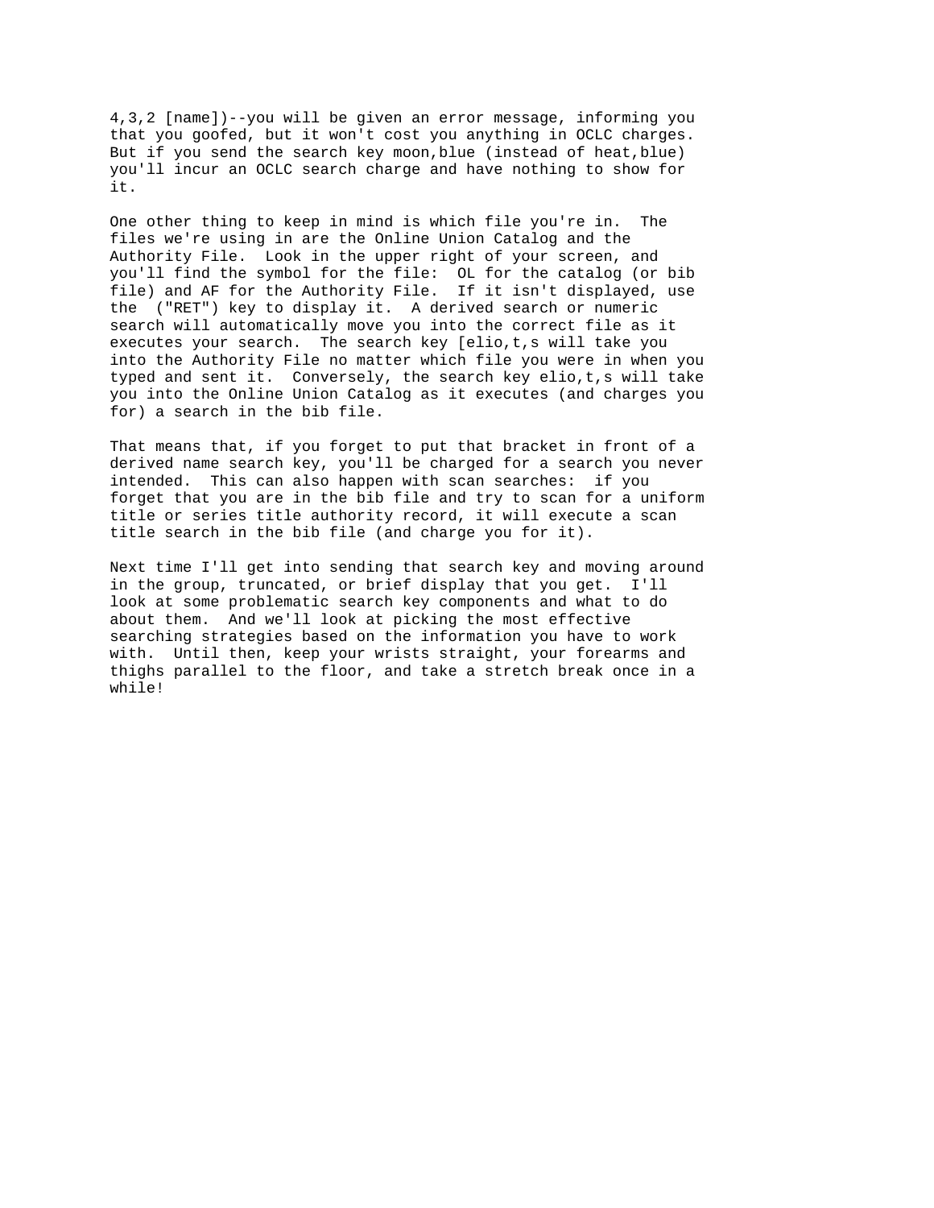4,3,2 [name])--you will be given an error message, informing you that you goofed, but it won't cost you anything in OCLC charges. But if you send the search key moon,blue (instead of heat,blue) you'll incur an OCLC search charge and have nothing to show for it.

One other thing to keep in mind is which file you're in. The files we're using in are the Online Union Catalog and the Authority File. Look in the upper right of your screen, and you'll find the symbol for the file: OL for the catalog (or bib file) and AF for the Authority File. If it isn't displayed, use the ("RET") key to display it. A derived search or numeric search will automatically move you into the correct file as it executes your search. The search key [elio,t,s will take you into the Authority File no matter which file you were in when you typed and sent it. Conversely, the search key elio,t,s will take you into the Online Union Catalog as it executes (and charges you for) a search in the bib file.

That means that, if you forget to put that bracket in front of a derived name search key, you'll be charged for a search you never intended. This can also happen with scan searches: if you forget that you are in the bib file and try to scan for a uniform title or series title authority record, it will execute a scan title search in the bib file (and charge you for it).

Next time I'll get into sending that search key and moving around in the group, truncated, or brief display that you get. I'll look at some problematic search key components and what to do about them. And we'll look at picking the most effective searching strategies based on the information you have to work with. Until then, keep your wrists straight, your forearms and thighs parallel to the floor, and take a stretch break once in a while!